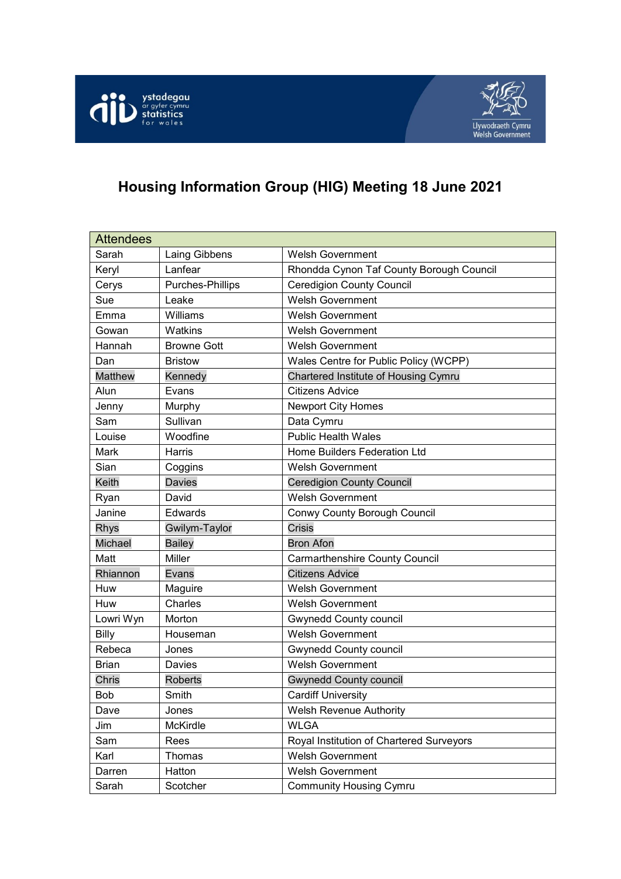# Housing Information Group (HIG) Meeting 18 June 2021

| Attendees | | |
|---|---|---|
| Sarah | Laing Gibbens | Welsh Government |
| Keryl | Lanfear | Rhondda Cynon Taf County Borough Council |
| Cerys | Purches-Phillips | Ceredigion County Council |
| Sue | Leake | Welsh Government |
| Emma | Williams | Welsh Government |
| Gowan | Watkins | Welsh Government |
| Hannah | Browne Gott | Welsh Government |
| Dan | Bristow | Wales Centre for Public Policy (WCPP) |
| Matthew | Kennedy | Chartered Institute of Housing Cymru |
| Alun | Evans | Citizens Advice |
| Jenny | Murphy | Newport City Homes |
| Sam | Sullivan | Data Cymru |
| Louise | Woodfine | Public Health Wales |
| Mark | Harris | Home Builders Federation Ltd |
| Sian | Coggins | Welsh Government |
| Keith | Davies | Ceredigion County Council |
| Ryan | David | Welsh Government |
| Janine | Edwards | Conwy County Borough Council |
| Rhys | Gwilym-Taylor | Crisis |
| Michael | Bailey | Bron Afon |
| Matt | Miller | Carmarthenshire County Council |
| Rhiannon | Evans | Citizens Advice |
| Huw | Maguire | Welsh Government |
| Huw | Charles | Welsh Government |
| Lowri Wyn | Morton | Gwynedd County council |
| Billy | Houseman | Welsh Government |
| Rebeca | Jones | Gwynedd County council |
| Brian | Davies | Welsh Government |
| Chris | Roberts | Gwynedd County council |
| Bob | Smith | Cardiff University |
| Dave | Jones | Welsh Revenue Authority |
| Jim | McKirdle | WLGA |
| Sam | Rees | Royal Institution of Chartered Surveyors |
| Karl | Thomas | Welsh Government |
| Darren | Hatton | Welsh Government |
| Sarah | Scotcher | Community Housing Cymru |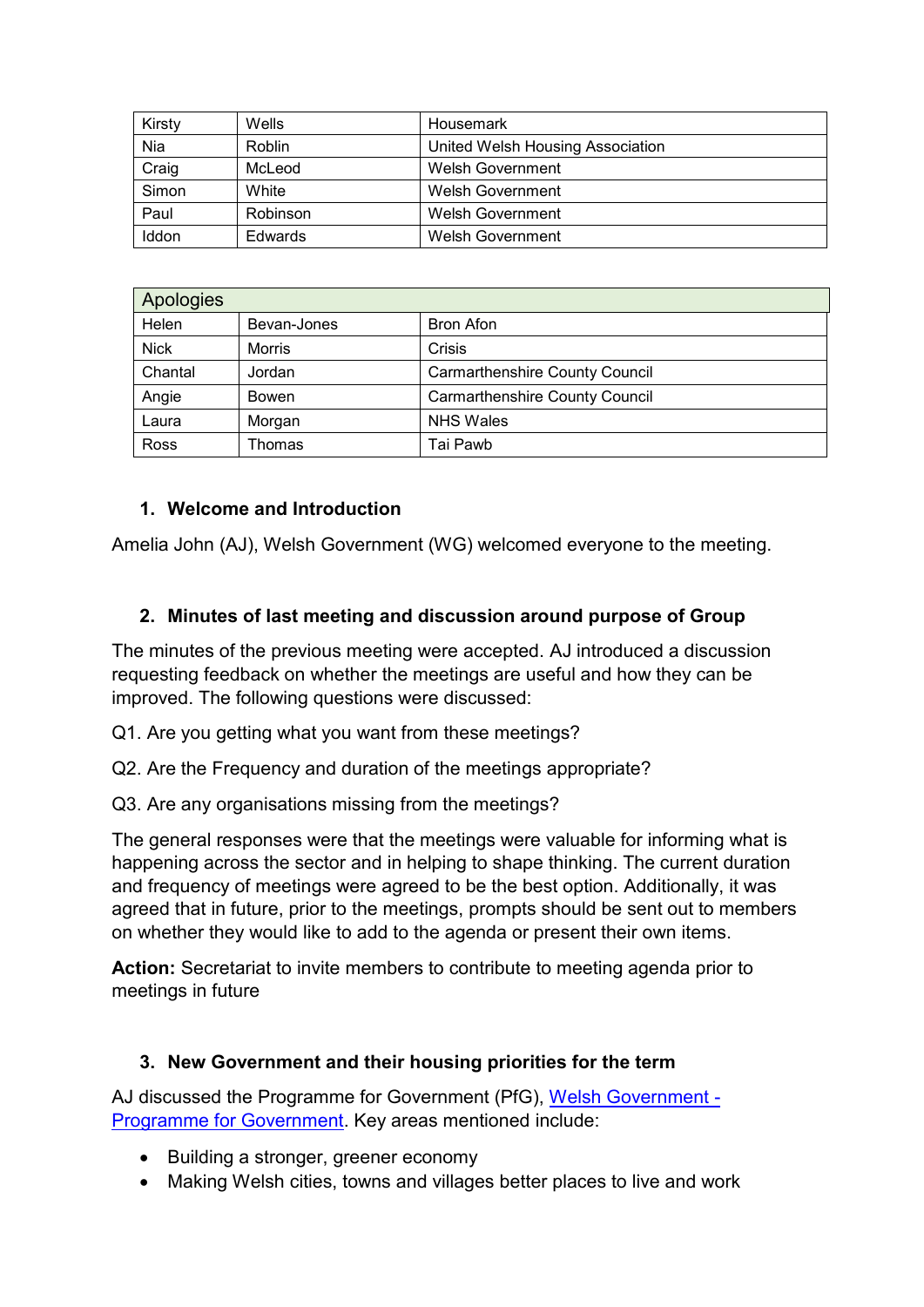| Kirsty | Wells | Housemark |
|---|---|---|
| Nia | Roblin | United Welsh Housing Association |
| Craig | McLeod | Welsh Government |
| Simon | White | Welsh Government |
| Paul | Robinson | Welsh Government |
| Iddon | Edwards | Welsh Government |

| Apologies | | |
|---|---|---|
| Helen | Bevan-Jones | Bron Afon |
| Nick | Morris | Crisis |
| Chantal | Jordan | Carmarthenshire County Council |
| Angie | Bowen | Carmarthenshire County Council |
| Laura | Morgan | NHS Wales |
| Ross | Thomas | Tai Pawb |

### 1. Welcome and Introduction

Amelia John (AJ), Welsh Government (WG) welcomed everyone to the meeting.

### 2. Minutes of last meeting and discussion around purpose of Group

The minutes of the previous meeting were accepted. AJ introduced a discussion requesting feedback on whether the meetings are useful and how they can be improved. The following questions were discussed:

Q1. Are you getting what you want from these meetings?

Q2. Are the Frequency and duration of the meetings appropriate?

Q3. Are any organisations missing from the meetings?

The general responses were that the meetings were valuable for informing what is happening across the sector and in helping to shape thinking. The current duration and frequency of meetings were agreed to be the best option. Additionally, it was agreed that in future, prior to the meetings, prompts should be sent out to members on whether they would like to add to the agenda or present their own items.

**Action:** Secretariat to invite members to contribute to meeting agenda prior to meetings in future

### 3. New Government and their housing priorities for the term

AJ discussed the Programme for Government (PfG), [Welsh Government - Programme for Government](). Key areas mentioned include:

- Building a stronger, greener economy
- Making Welsh cities, towns and villages better places to live and work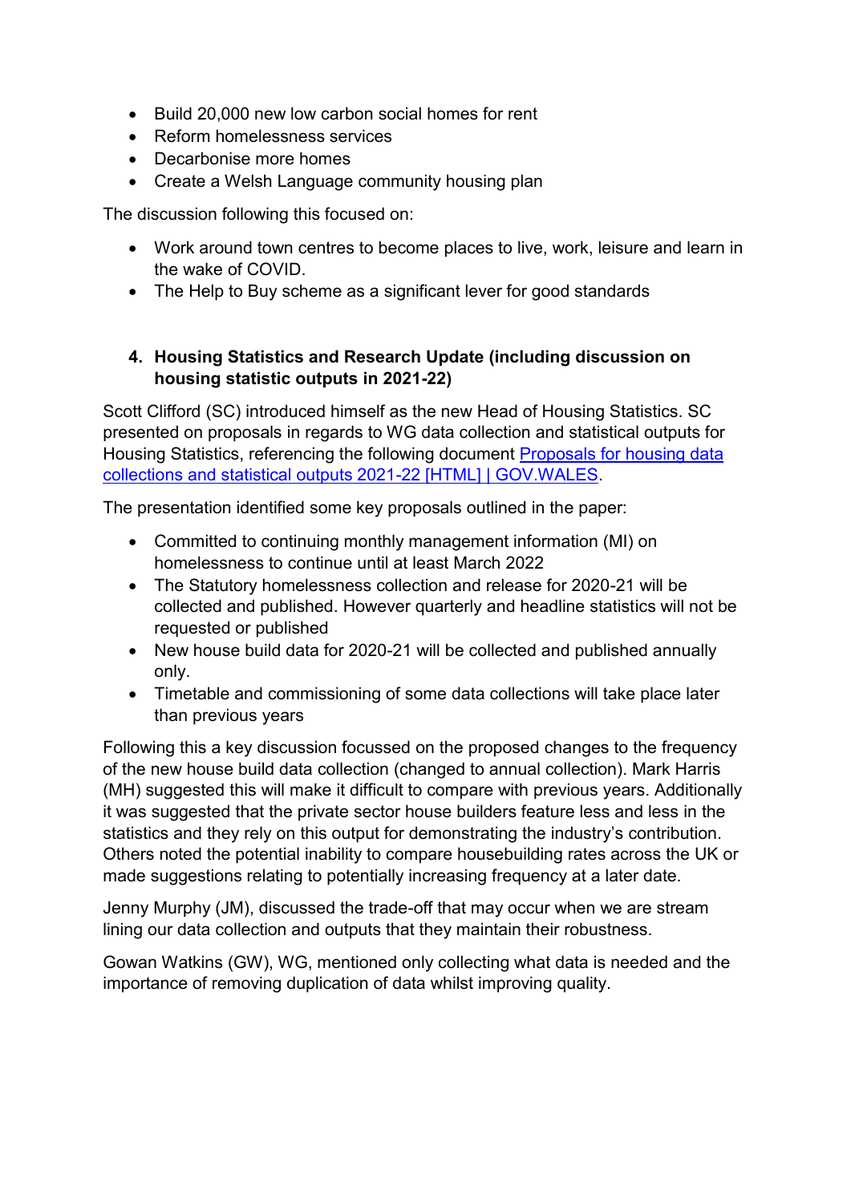- Build 20,000 new low carbon social homes for rent
- Reform homelessness services
- Decarbonise more homes
- Create a Welsh Language community housing plan

The discussion following this focused on:

- Work around town centres to become places to live, work, leisure and learn in the wake of COVID.
- The Help to Buy scheme as a significant lever for good standards

## 4. Housing Statistics and Research Update (including discussion on housing statistic outputs in 2021-22)

Scott Clifford (SC) introduced himself as the new Head of Housing Statistics. SC presented on proposals in regards to WG data collection and statistical outputs for Housing Statistics, referencing the following document [Proposals for housing data collections and statistical outputs 2021-22 [HTML] | GOV.WALES](Proposals for housing data collections and statistical outputs 2021-22 [HTML] | GOV.WALES).

The presentation identified some key proposals outlined in the paper:

- Committed to continuing monthly management information (MI) on homelessness to continue until at least March 2022
- The Statutory homelessness collection and release for 2020-21 will be collected and published. However quarterly and headline statistics will not be requested or published
- New house build data for 2020-21 will be collected and published annually only.
- Timetable and commissioning of some data collections will take place later than previous years

Following this a key discussion focussed on the proposed changes to the frequency of the new house build data collection (changed to annual collection). Mark Harris (MH) suggested this will make it difficult to compare with previous years. Additionally it was suggested that the private sector house builders feature less and less in the statistics and they rely on this output for demonstrating the industry's contribution. Others noted the potential inability to compare housebuilding rates across the UK or made suggestions relating to potentially increasing frequency at a later date.

Jenny Murphy (JM), discussed the trade-off that may occur when we are stream lining our data collection and outputs that they maintain their robustness.

Gowan Watkins (GW), WG, mentioned only collecting what data is needed and the importance of removing duplication of data whilst improving quality.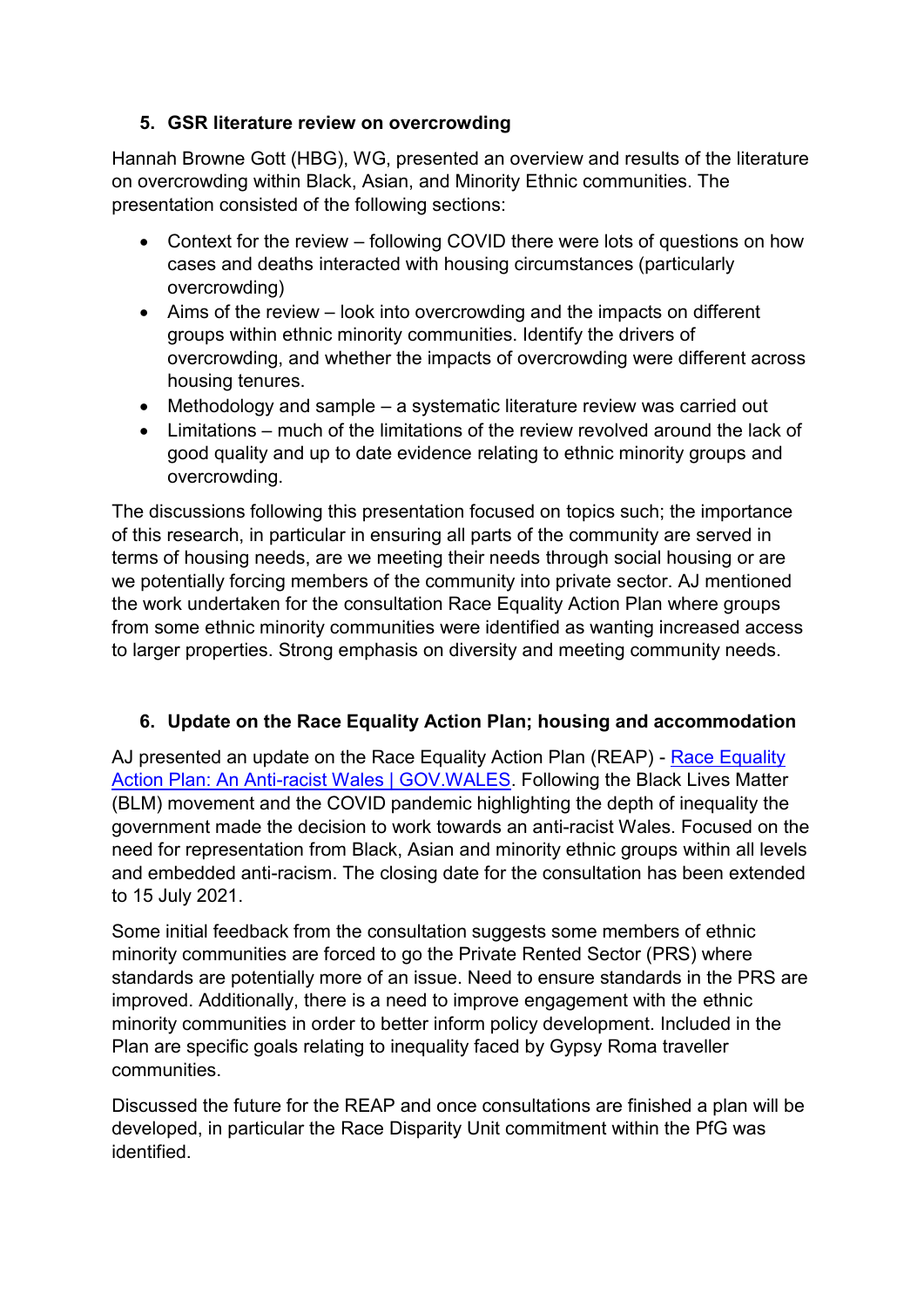## 5. GSR literature review on overcrowding

Hannah Browne Gott (HBG), WG, presented an overview and results of the literature on overcrowding within Black, Asian, and Minority Ethnic communities. The presentation consisted of the following sections:

- Context for the review – following COVID there were lots of questions on how cases and deaths interacted with housing circumstances (particularly overcrowding)
- Aims of the review – look into overcrowding and the impacts on different groups within ethnic minority communities. Identify the drivers of overcrowding, and whether the impacts of overcrowding were different across housing tenures.
- Methodology and sample – a systematic literature review was carried out
- Limitations – much of the limitations of the review revolved around the lack of good quality and up to date evidence relating to ethnic minority groups and overcrowding.

The discussions following this presentation focused on topics such; the importance of this research, in particular in ensuring all parts of the community are served in terms of housing needs, are we meeting their needs through social housing or are we potentially forcing members of the community into private sector. AJ mentioned the work undertaken for the consultation Race Equality Action Plan where groups from some ethnic minority communities were identified as wanting increased access to larger properties. Strong emphasis on diversity and meeting community needs.

## 6. Update on the Race Equality Action Plan; housing and accommodation

AJ presented an update on the Race Equality Action Plan (REAP) - [Race Equality Action Plan: An Anti-racist Wales | GOV.WALES](). Following the Black Lives Matter (BLM) movement and the COVID pandemic highlighting the depth of inequality the government made the decision to work towards an anti-racist Wales. Focused on the need for representation from Black, Asian and minority ethnic groups within all levels and embedded anti-racism. The closing date for the consultation has been extended to 15 July 2021.

Some initial feedback from the consultation suggests some members of ethnic minority communities are forced to go the Private Rented Sector (PRS) where standards are potentially more of an issue. Need to ensure standards in the PRS are improved. Additionally, there is a need to improve engagement with the ethnic minority communities in order to better inform policy development. Included in the Plan are specific goals relating to inequality faced by Gypsy Roma traveller communities.

Discussed the future for the REAP and once consultations are finished a plan will be developed, in particular the Race Disparity Unit commitment within the PfG was identified.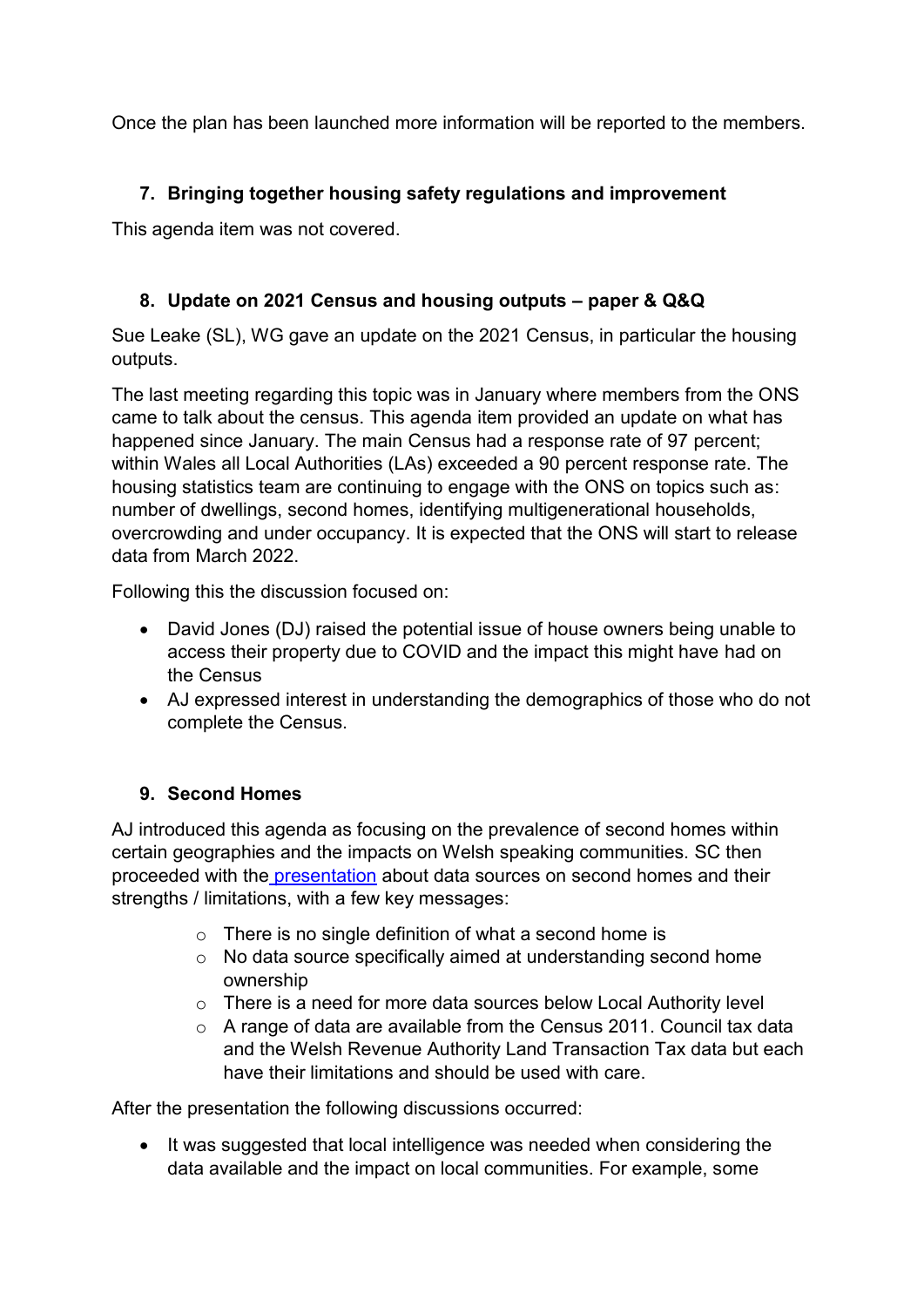Once the plan has been launched more information will be reported to the members.

7. **Bringing together housing safety regulations and improvement**

This agenda item was not covered.

8. **Update on 2021 Census and housing outputs – paper & Q&Q**

Sue Leake (SL), WG gave an update on the 2021 Census, in particular the housing outputs.

The last meeting regarding this topic was in January where members from the ONS came to talk about the census. This agenda item provided an update on what has happened since January. The main Census had a response rate of 97 percent; within Wales all Local Authorities (LAs) exceeded a 90 percent response rate. The housing statistics team are continuing to engage with the ONS on topics such as: number of dwellings, second homes, identifying multigenerational households, overcrowding and under occupancy. It is expected that the ONS will start to release data from March 2022.

Following this the discussion focused on:

- David Jones (DJ) raised the potential issue of house owners being unable to access their property due to COVID and the impact this might have had on the Census
- AJ expressed interest in understanding the demographics of those who do not complete the Census.

9. **Second Homes**

AJ introduced this agenda as focusing on the prevalence of second homes within certain geographies and the impacts on Welsh speaking communities. SC then proceeded with the presentation about data sources on second homes and their strengths / limitations, with a few key messages:

- There is no single definition of what a second home is
- No data source specifically aimed at understanding second home ownership
- There is a need for more data sources below Local Authority level
- A range of data are available from the Census 2011. Council tax data and the Welsh Revenue Authority Land Transaction Tax data but each have their limitations and should be used with care.

After the presentation the following discussions occurred:

- It was suggested that local intelligence was needed when considering the data available and the impact on local communities. For example, some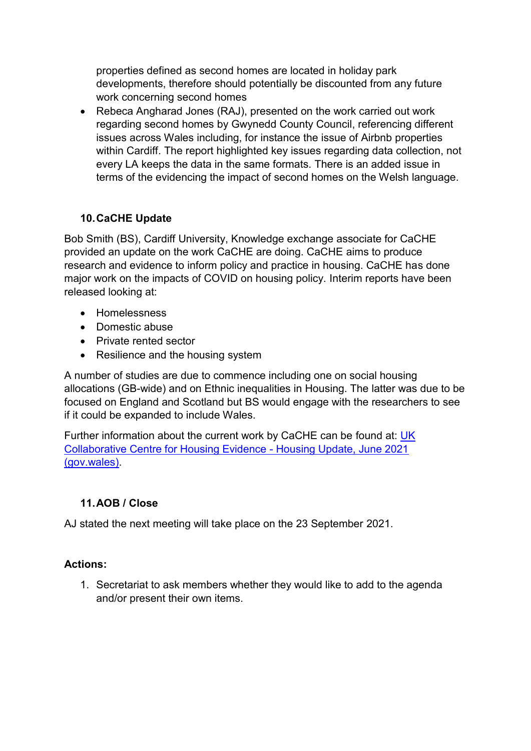properties defined as second homes are located in holiday park developments, therefore should potentially be discounted from any future work concerning second homes

- Rebeca Angharad Jones (RAJ), presented on the work carried out work regarding second homes by Gwynedd County Council, referencing different issues across Wales including, for instance the issue of Airbnb properties within Cardiff. The report highlighted key issues regarding data collection, not every LA keeps the data in the same formats. There is an added issue in terms of the evidencing the impact of second homes on the Welsh language.

### 10. CaCHE Update

Bob Smith (BS), Cardiff University, Knowledge exchange associate for CaCHE provided an update on the work CaCHE are doing. CaCHE aims to produce research and evidence to inform policy and practice in housing. CaCHE has done major work on the impacts of COVID on housing policy. Interim reports have been released looking at:

- Homelessness
- Domestic abuse
- Private rented sector
- Resilience and the housing system

A number of studies are due to commence including one on social housing allocations (GB-wide) and on Ethnic inequalities in Housing. The latter was due to be focused on England and Scotland but BS would engage with the researchers to see if it could be expanded to include Wales.

Further information about the current work by CaCHE can be found at: [UK Collaborative Centre for Housing Evidence - Housing Update, June 2021 (gov.wales)](#).

### 11. AOB / Close

AJ stated the next meeting will take place on the 23 September 2021.

**Actions:**

1. Secretariat to ask members whether they would like to add to the agenda and/or present their own items.